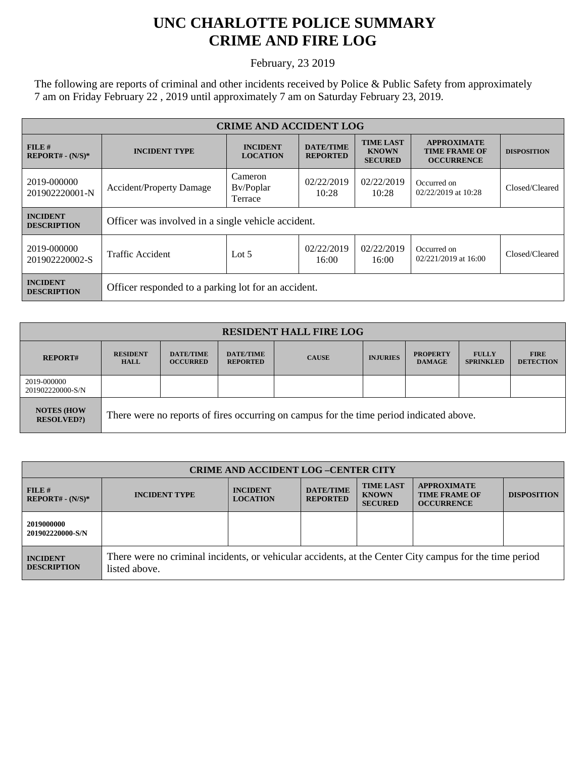# UNC CHARLOTTE POLICE SUMMARY
# CRIME AND FIRE LOG

February, 23 2019

The following are reports of criminal and other incidents received by Police & Public Safety from approximately 7 am on Friday February 22 , 2019 until approximately 7 am on Saturday February 23, 2019.

| CRIME AND ACCIDENT LOG | | | | | | |
|---|---|---|---|---|---|---|
| **FILE # REPORT# - (N/S)*** | **INCIDENT TYPE** | **INCIDENT LOCATION** | **DATE/TIME REPORTED** | **TIME LAST KNOWN SECURED** | **APPROXIMATE TIME FRAME OF OCCURRENCE** | **DISPOSITION** |
| 2019-000000 201902220001-N | Accident/Property Damage | Cameron Bv/Poplar Terrace | 02/22/2019 10:28 | 02/22/2019 10:28 | Occurred on 02/22/2019 at 10:28 | Closed/Cleared |
| **INCIDENT DESCRIPTION** | Officer was involved in a single vehicle accident. | | | | | |
| 2019-000000 201902220002-S | Traffic Accident | Lot 5 | 02/22/2019 16:00 | 02/22/2019 16:00 | Occurred on 02/221/2019 at 16:00 | Closed/Cleared |
| **INCIDENT DESCRIPTION** | Officer responded to a parking lot for an accident. | | | | | |

| RESIDENT HALL FIRE LOG | | | | | | | | |
|---|---|---|---|---|---|---|---|---|
| **REPORT#** | **RESIDENT HALL** | **DATE/TIME OCCURRED** | **DATE/TIME REPORTED** | **CAUSE** | **INJURIES** | **PROPERTY DAMAGE** | **FULLY SPRINKLED** | **FIRE DETECTION** |
| 2019-000000 201902220000-S/N | | | | | | | | |
| **NOTES (HOW RESOLVED?)** | There were no reports of fires occurring on campus for the time period indicated above. | | | | | | | |

| CRIME AND ACCIDENT LOG –CENTER CITY | | | | | | |
|---|---|---|---|---|---|---|
| **FILE # REPORT# - (N/S)*** | **INCIDENT TYPE** | **INCIDENT LOCATION** | **DATE/TIME REPORTED** | **TIME LAST KNOWN SECURED** | **APPROXIMATE TIME FRAME OF OCCURRENCE** | **DISPOSITION** |
| **2019000000 201902220000-S/N** | | | | | | |
| **INCIDENT DESCRIPTION** | There were no criminal incidents, or vehicular accidents, at the Center City campus for the time period listed above. | | | | | |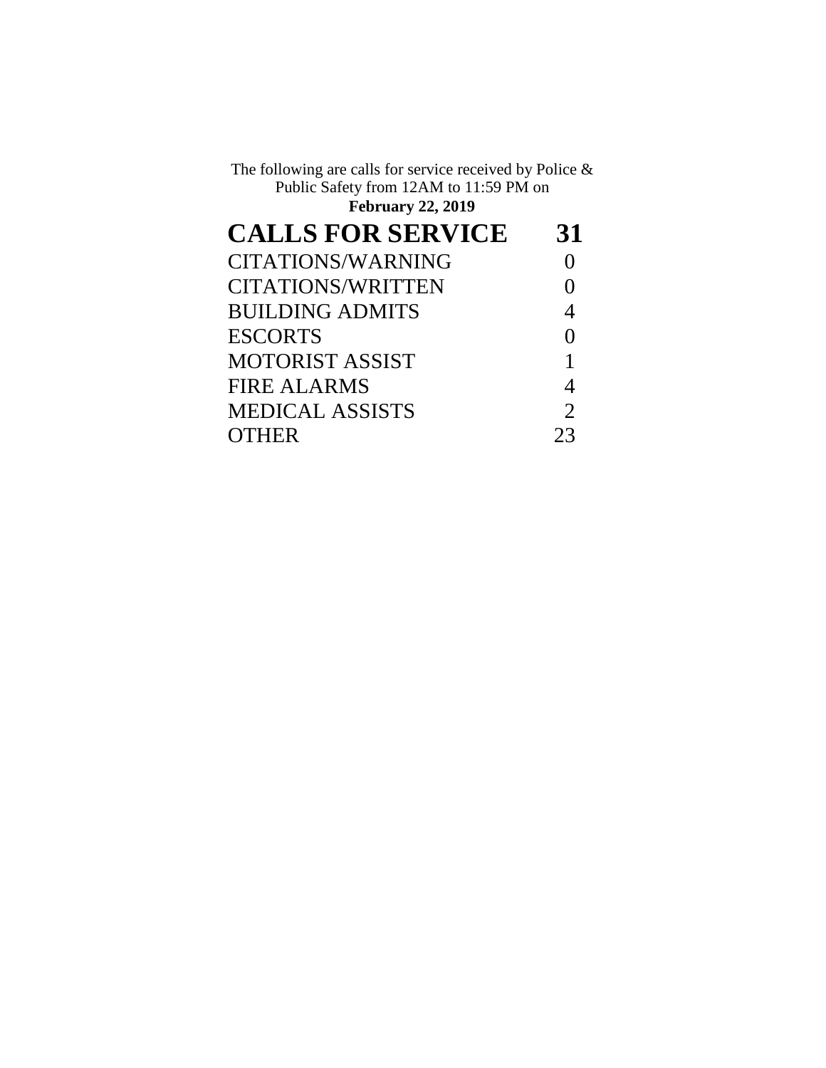The following are calls for service received by Police & Public Safety from 12AM to 11:59 PM on

**February 22, 2019**

| | |
|---|---|
| **CALLS FOR SERVICE** | **31** |
| CITATIONS/WARNING | 0 |
| CITATIONS/WRITTEN | 0 |
| BUILDING ADMITS | 4 |
| ESCORTS | 0 |
| MOTORIST ASSIST | 1 |
| FIRE ALARMS | 4 |
| MEDICAL ASSISTS | 2 |
| OTHER | 23 |